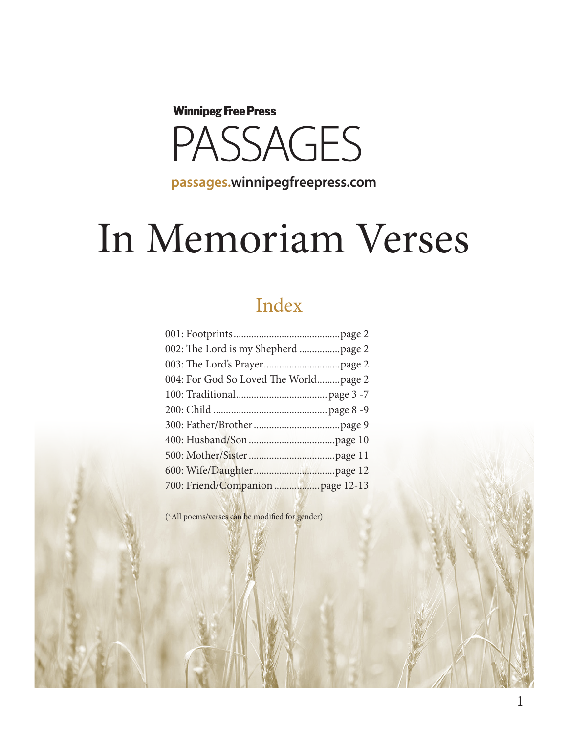Winnipeg Free Press

# PASSAGES

passages.winnipegfreepress.com

# In Memoriam Verses

## Index

001: Footprints..........................................page 2
002: The Lord is my Shepherd ................page 2
003: The Lord's Prayer..............................page 2
004: For God So Loved The World.........page 2
100: Traditional....................................page 3 -7
200: Child .............................................page 8 -9
300: Father/Brother..................................page 9
400: Husband/Son..................................page 10
500: Mother/Sister..................................page 11
600: Wife/Daughter................................page 12
700: Friend/Companion..................page 12-13

(*All poems/verses can be modified for gender)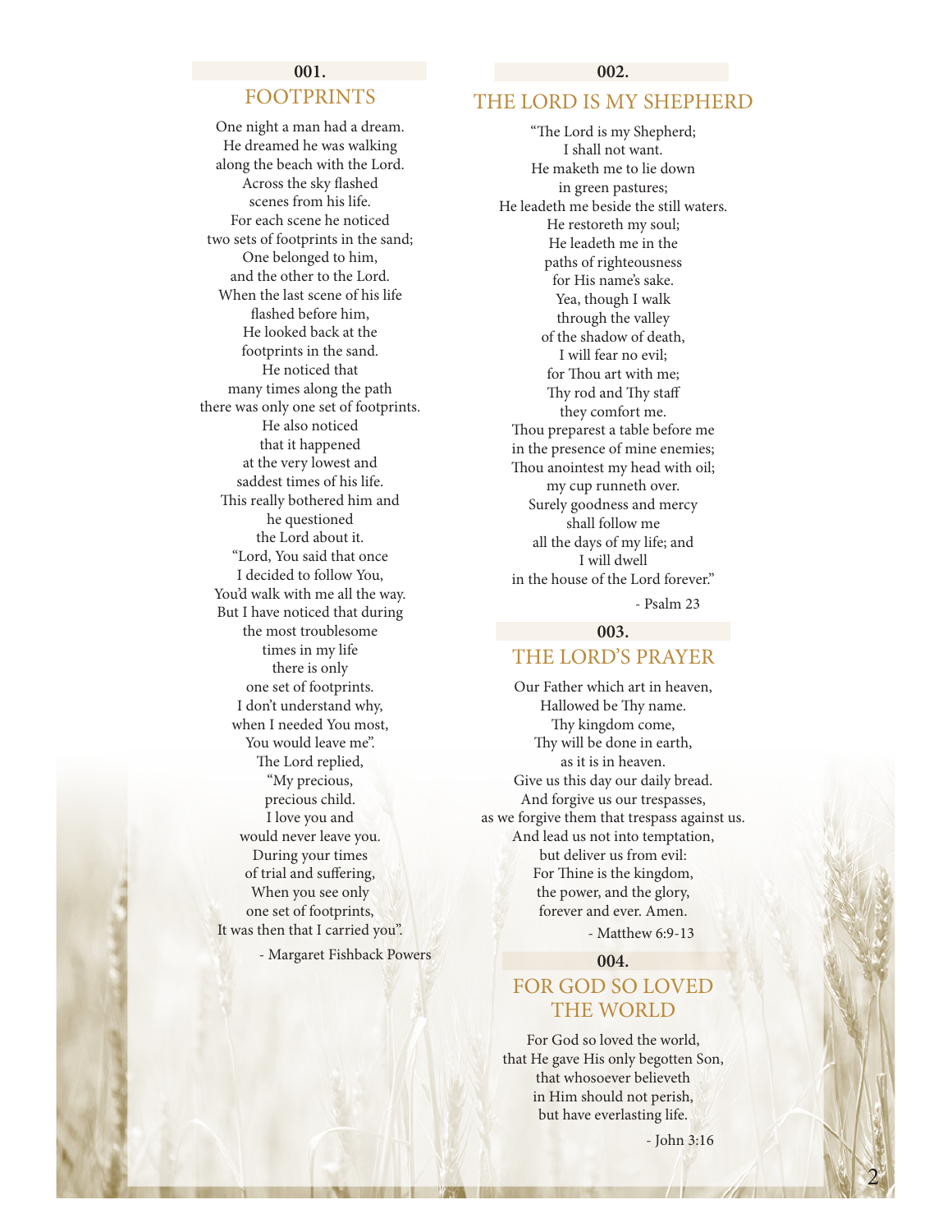**001.**

## FOOTPRINTS

One night a man had a dream.
He dreamed he was walking
along the beach with the Lord.
Across the sky flashed
scenes from his life.
For each scene he noticed
two sets of footprints in the sand;
One belonged to him,
and the other to the Lord.
When the last scene of his life
flashed before him,
He looked back at the
footprints in the sand.
He noticed that
many times along the path
there was only one set of footprints.
He also noticed
that it happened
at the very lowest and
saddest times of his life.
This really bothered him and
he questioned
the Lord about it.
"Lord, You said that once
I decided to follow You,
You'd walk with me all the way.
But I have noticed that during
the most troublesome
times in my life
there is only
one set of footprints.
I don't understand why,
when I needed You most,
You would leave me".
The Lord replied,
"My precious,
precious child.
I love you and
would never leave you.
During your times
of trial and suffering,
When you see only
one set of footprints,
It was then that I carried you".

- Margaret Fishback Powers

**002.**

## THE LORD IS MY SHEPHERD

"The Lord is my Shepherd;
I shall not want.
He maketh me to lie down
in green pastures;
He leadeth me beside the still waters.
He restoreth my soul;
He leadeth me in the
paths of righteousness
for His name's sake.
Yea, though I walk
through the valley
of the shadow of death,
I will fear no evil;
for Thou art with me;
Thy rod and Thy staff
they comfort me.
Thou preparest a table before me
in the presence of mine enemies;
Thou anointest my head with oil;
my cup runneth over.
Surely goodness and mercy
shall follow me
all the days of my life; and
I will dwell
in the house of the Lord forever."

- Psalm 23

**003.**

## THE LORD'S PRAYER

Our Father which art in heaven,
Hallowed be Thy name.
Thy kingdom come,
Thy will be done in earth,
as it is in heaven.
Give us this day our daily bread.
And forgive us our trespasses,
as we forgive them that trespass against us.
And lead us not into temptation,
but deliver us from evil:
For Thine is the kingdom,
the power, and the glory,
forever and ever. Amen.

- Matthew 6:9-13

**004.**

## FOR GOD SO LOVED THE WORLD

For God so loved the world,
that He gave His only begotten Son,
that whosoever believeth
in Him should not perish,
but have everlasting life.

- John 3:16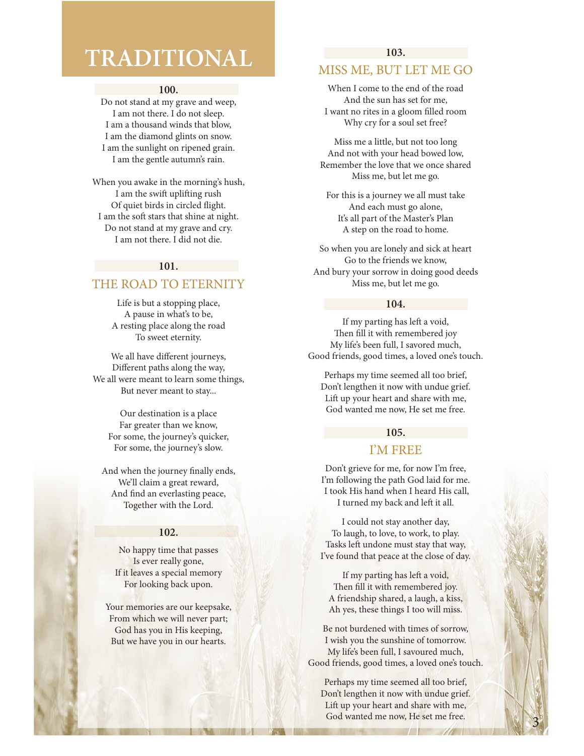# TRADITIONAL

**100.**

Do not stand at my grave and weep,
I am not there. I do not sleep.
I am a thousand winds that blow,
I am the diamond glints on snow.
I am the sunlight on ripened grain.
I am the gentle autumn's rain.

When you awake in the morning's hush,
I am the swift uplifting rush
Of quiet birds in circled flight.
I am the soft stars that shine at night.
Do not stand at my grave and cry.
I am not there. I did not die.

**101.**

## THE ROAD TO ETERNITY

Life is but a stopping place,
A pause in what's to be,
A resting place along the road
To sweet eternity.

We all have different journeys,
Different paths along the way,
We all were meant to learn some things,
But never meant to stay...

Our destination is a place
Far greater than we know,
For some, the journey's quicker,
For some, the journey's slow.

And when the journey finally ends,
We'll claim a great reward,
And find an everlasting peace,
Together with the Lord.

**102.**

No happy time that passes
Is ever really gone,
If it leaves a special memory
For looking back upon.

Your memories are our keepsake,
From which we will never part;
God has you in His keeping,
But we have you in our hearts.

**103.**

## MISS ME, BUT LET ME GO

When I come to the end of the road
And the sun has set for me,
I want no rites in a gloom filled room
Why cry for a soul set free?

Miss me a little, but not too long
And not with your head bowed low,
Remember the love that we once shared
Miss me, but let me go.

For this is a journey we all must take
And each must go alone,
It's all part of the Master's Plan
A step on the road to home.

So when you are lonely and sick at heart
Go to the friends we know,
And bury your sorrow in doing good deeds
Miss me, but let me go.

**104.**

If my parting has left a void,
Then fill it with remembered joy
My life's been full, I savored much,
Good friends, good times, a loved one's touch.

Perhaps my time seemed all too brief,
Don't lengthen it now with undue grief.
Lift up your heart and share with me,
God wanted me now, He set me free.

**105.**

## I'M FREE

Don't grieve for me, for now I'm free,
I'm following the path God laid for me.
I took His hand when I heard His call,
I turned my back and left it all.

I could not stay another day,
To laugh, to love, to work, to play.
Tasks left undone must stay that way,
I've found that peace at the close of day.

If my parting has left a void,
Then fill it with remembered joy.
A friendship shared, a laugh, a kiss,
Ah yes, these things I too will miss.

Be not burdened with times of sorrow,
I wish you the sunshine of tomorrow.
My life's been full, I savoured much,
Good friends, good times, a loved one's touch.

Perhaps my time seemed all too brief,
Don't lengthen it now with undue grief.
Lift up your heart and share with me,
God wanted me now, He set me free.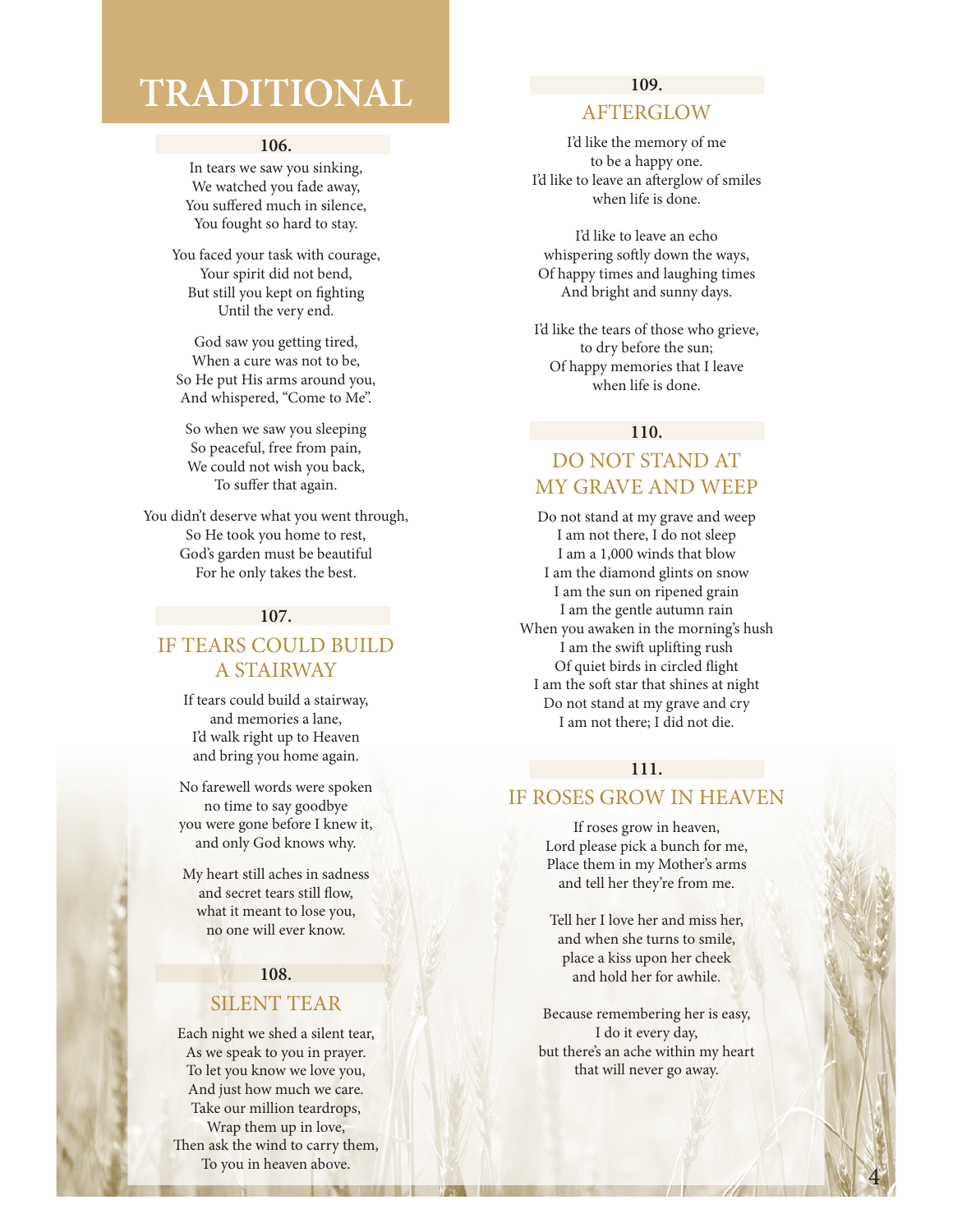# TRADITIONAL

**106.**

In tears we saw you sinking,
We watched you fade away,
You suffered much in silence,
You fought so hard to stay.

You faced your task with courage,
Your spirit did not bend,
But still you kept on fighting
Until the very end.

God saw you getting tired,
When a cure was not to be,
So He put His arms around you,
And whispered, "Come to Me".

So when we saw you sleeping
So peaceful, free from pain,
We could not wish you back,
To suffer that again.

You didn't deserve what you went through,
So He took you home to rest,
God's garden must be beautiful
For he only takes the best.

**107.**

## IF TEARS COULD BUILD A STAIRWAY

If tears could build a stairway,
and memories a lane,
I'd walk right up to Heaven
and bring you home again.

No farewell words were spoken
no time to say goodbye
you were gone before I knew it,
and only God knows why.

My heart still aches in sadness
and secret tears still flow,
what it meant to lose you,
no one will ever know.

**108.**

## SILENT TEAR

Each night we shed a silent tear,
As we speak to you in prayer.
To let you know we love you,
And just how much we care.
Take our million teardrops,
Wrap them up in love,
Then ask the wind to carry them,
To you in heaven above.

**109.**

## AFTERGLOW

I'd like the memory of me
to be a happy one.
I'd like to leave an afterglow of smiles
when life is done.

I'd like to leave an echo
whispering softly down the ways,
Of happy times and laughing times
And bright and sunny days.

I'd like the tears of those who grieve,
to dry before the sun;
Of happy memories that I leave
when life is done.

**110.**

## DO NOT STAND AT MY GRAVE AND WEEP

Do not stand at my grave and weep
I am not there, I do not sleep
I am a 1,000 winds that blow
I am the diamond glints on snow
I am the sun on ripened grain
I am the gentle autumn rain
When you awaken in the morning's hush
I am the swift uplifting rush
Of quiet birds in circled flight
I am the soft star that shines at night
Do not stand at my grave and cry
I am not there; I did not die.

**111.**

## IF ROSES GROW IN HEAVEN

If roses grow in heaven,
Lord please pick a bunch for me,
Place them in my Mother's arms
and tell her they're from me.

Tell her I love her and miss her,
and when she turns to smile,
place a kiss upon her cheek
and hold her for awhile.

Because remembering her is easy,
I do it every day,
but there's an ache within my heart
that will never go away.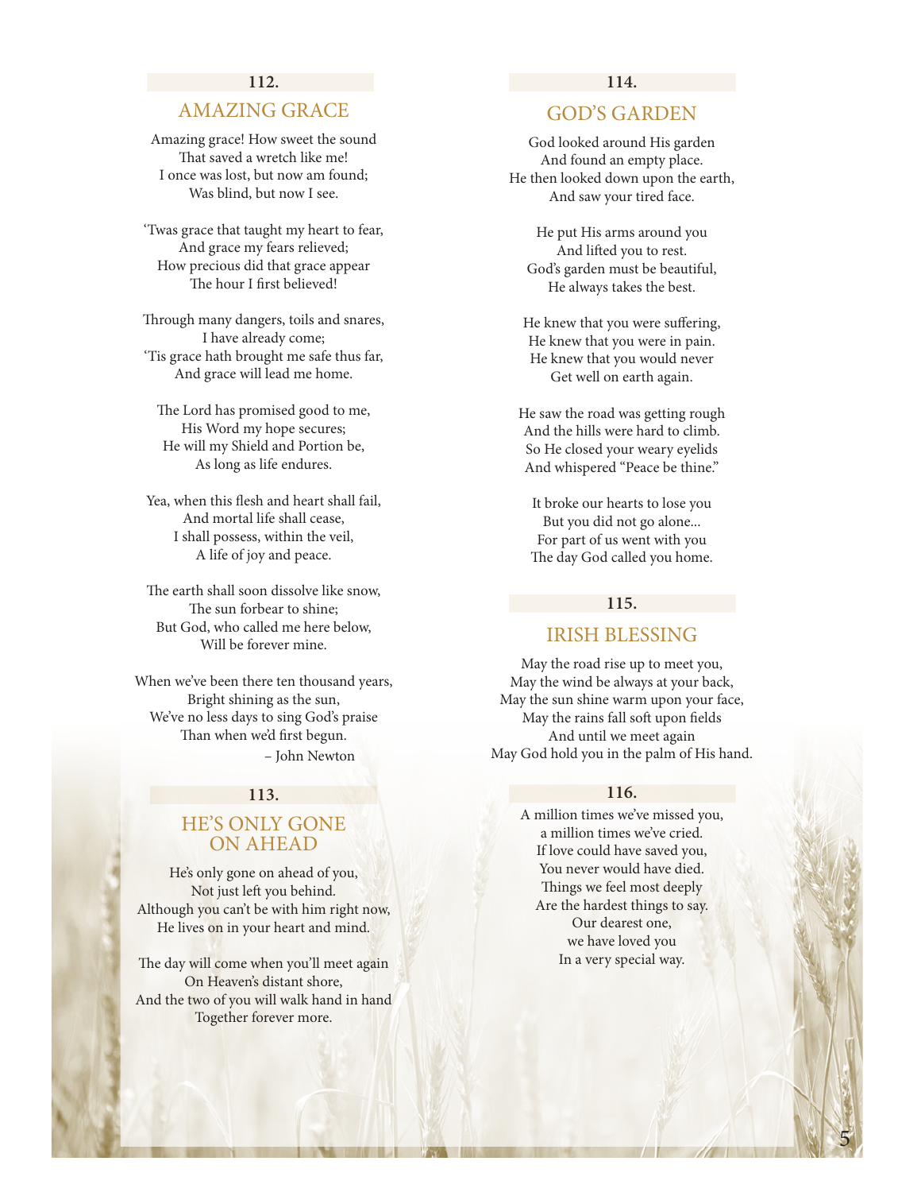**112.**

## AMAZING GRACE

Amazing grace! How sweet the sound
That saved a wretch like me!
I once was lost, but now am found;
Was blind, but now I see.

'Twas grace that taught my heart to fear,
And grace my fears relieved;
How precious did that grace appear
The hour I first believed!

Through many dangers, toils and snares,
I have already come;
'Tis grace hath brought me safe thus far,
And grace will lead me home.

The Lord has promised good to me,
His Word my hope secures;
He will my Shield and Portion be,
As long as life endures.

Yea, when this flesh and heart shall fail,
And mortal life shall cease,
I shall possess, within the veil,
A life of joy and peace.

The earth shall soon dissolve like snow,
The sun forbear to shine;
But God, who called me here below,
Will be forever mine.

When we've been there ten thousand years,
Bright shining as the sun,
We've no less days to sing God's praise
Than when we'd first begun.

– John Newton

**113.**

## HE'S ONLY GONE ON AHEAD

He's only gone on ahead of you,
Not just left you behind.
Although you can't be with him right now,
He lives on in your heart and mind.

The day will come when you'll meet again
On Heaven's distant shore,
And the two of you will walk hand in hand
Together forever more.

**114.**

## GOD'S GARDEN

God looked around His garden
And found an empty place.
He then looked down upon the earth,
And saw your tired face.

He put His arms around you
And lifted you to rest.
God's garden must be beautiful,
He always takes the best.

He knew that you were suffering,
He knew that you were in pain.
He knew that you would never
Get well on earth again.

He saw the road was getting rough
And the hills were hard to climb.
So He closed your weary eyelids
And whispered "Peace be thine."

It broke our hearts to lose you
But you did not go alone...
For part of us went with you
The day God called you home.

**115.**

## IRISH BLESSING

May the road rise up to meet you,
May the wind be always at your back,
May the sun shine warm upon your face,
May the rains fall soft upon fields
And until we meet again
May God hold you in the palm of His hand.

**116.**

A million times we've missed you,
a million times we've cried.
If love could have saved you,
You never would have died.
Things we feel most deeply
Are the hardest things to say.
Our dearest one,
we have loved you
In a very special way.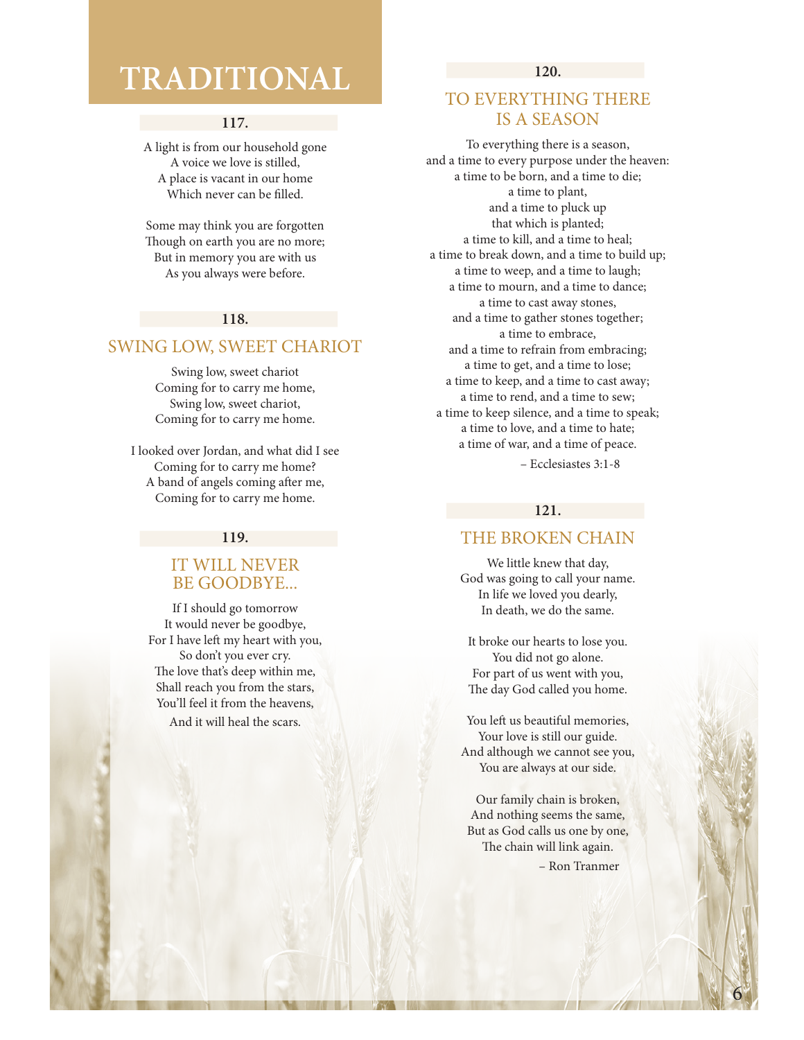# TRADITIONAL

**117.**

A light is from our household gone
A voice we love is stilled,
A place is vacant in our home
Which never can be filled.

Some may think you are forgotten
Though on earth you are no more;
But in memory you are with us
As you always were before.

**118.**

## SWING LOW, SWEET CHARIOT

Swing low, sweet chariot
Coming for to carry me home,
Swing low, sweet chariot,
Coming for to carry me home.

I looked over Jordan, and what did I see
Coming for to carry me home?
A band of angels coming after me,
Coming for to carry me home.

**119.**

## IT WILL NEVER BE GOODBYE...

If I should go tomorrow
It would never be goodbye,
For I have left my heart with you,
So don't you ever cry.
The love that's deep within me,
Shall reach you from the stars,
You'll feel it from the heavens,
And it will heal the scars.

**120.**

## TO EVERYTHING THERE IS A SEASON

To everything there is a season,
and a time to every purpose under the heaven:
a time to be born, and a time to die;
a time to plant,
and a time to pluck up
that which is planted;
a time to kill, and a time to heal;
a time to break down, and a time to build up;
a time to weep, and a time to laugh;
a time to mourn, and a time to dance;
a time to cast away stones,
and a time to gather stones together;
a time to embrace,
and a time to refrain from embracing;
a time to get, and a time to lose;
a time to keep, and a time to cast away;
a time to rend, and a time to sew;
a time to keep silence, and a time to speak;
a time to love, and a time to hate;
a time of war, and a time of peace.

– Ecclesiastes 3:1-8

**121.**

## THE BROKEN CHAIN

We little knew that day,
God was going to call your name.
In life we loved you dearly,
In death, we do the same.

It broke our hearts to lose you.
You did not go alone.
For part of us went with you,
The day God called you home.

You left us beautiful memories,
Your love is still our guide.
And although we cannot see you,
You are always at our side.

Our family chain is broken,
And nothing seems the same,
But as God calls us one by one,
The chain will link again.

– Ron Tranmer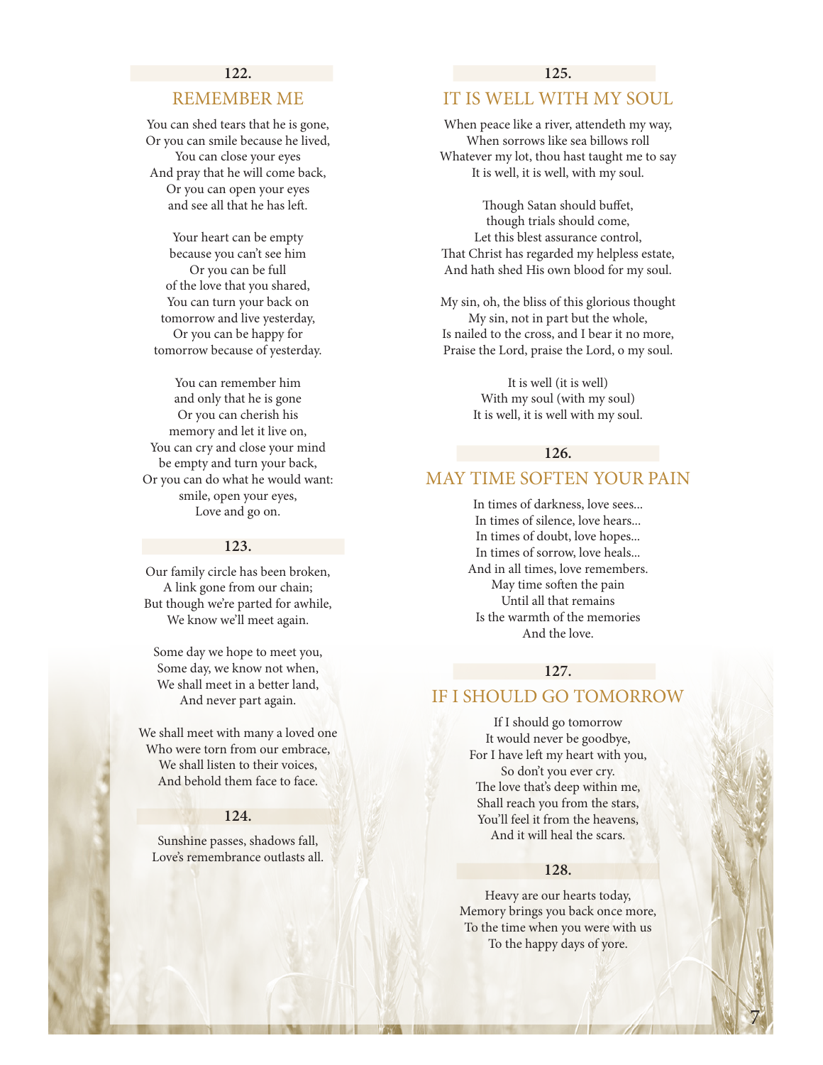### 122.

## REMEMBER ME

You can shed tears that he is gone,
Or you can smile because he lived,
You can close your eyes
And pray that he will come back,
Or you can open your eyes
and see all that he has left.

Your heart can be empty
because you can't see him
Or you can be full
of the love that you shared,
You can turn your back on
tomorrow and live yesterday,
Or you can be happy for
tomorrow because of yesterday.

You can remember him
and only that he is gone
Or you can cherish his
memory and let it live on,
You can cry and close your mind
be empty and turn your back,
Or you can do what he would want:
smile, open your eyes,
Love and go on.

### 123.

Our family circle has been broken,
A link gone from our chain;
But though we're parted for awhile,
We know we'll meet again.

Some day we hope to meet you,
Some day, we know not when,
We shall meet in a better land,
And never part again.

We shall meet with many a loved one
Who were torn from our embrace,
We shall listen to their voices,
And behold them face to face.

### 124.

Sunshine passes, shadows fall,
Love's remembrance outlasts all.

### 125.

## IT IS WELL WITH MY SOUL

When peace like a river, attendeth my way,
When sorrows like sea billows roll
Whatever my lot, thou hast taught me to say
It is well, it is well, with my soul.

Though Satan should buffet,
though trials should come,
Let this blest assurance control,
That Christ has regarded my helpless estate,
And hath shed His own blood for my soul.

My sin, oh, the bliss of this glorious thought
My sin, not in part but the whole,
Is nailed to the cross, and I bear it no more,
Praise the Lord, praise the Lord, o my soul.

It is well (it is well)
With my soul (with my soul)
It is well, it is well with my soul.

### 126.

## MAY TIME SOFTEN YOUR PAIN

In times of darkness, love sees...
In times of silence, love hears...
In times of doubt, love hopes...
In times of sorrow, love heals...
And in all times, love remembers.
May time soften the pain
Until all that remains
Is the warmth of the memories
And the love.

### 127.

## IF I SHOULD GO TOMORROW

If I should go tomorrow
It would never be goodbye,
For I have left my heart with you,
So don't you ever cry.
The love that's deep within me,
Shall reach you from the stars,
You'll feel it from the heavens,
And it will heal the scars.

### 128.

Heavy are our hearts today,
Memory brings you back once more,
To the time when you were with us
To the happy days of yore.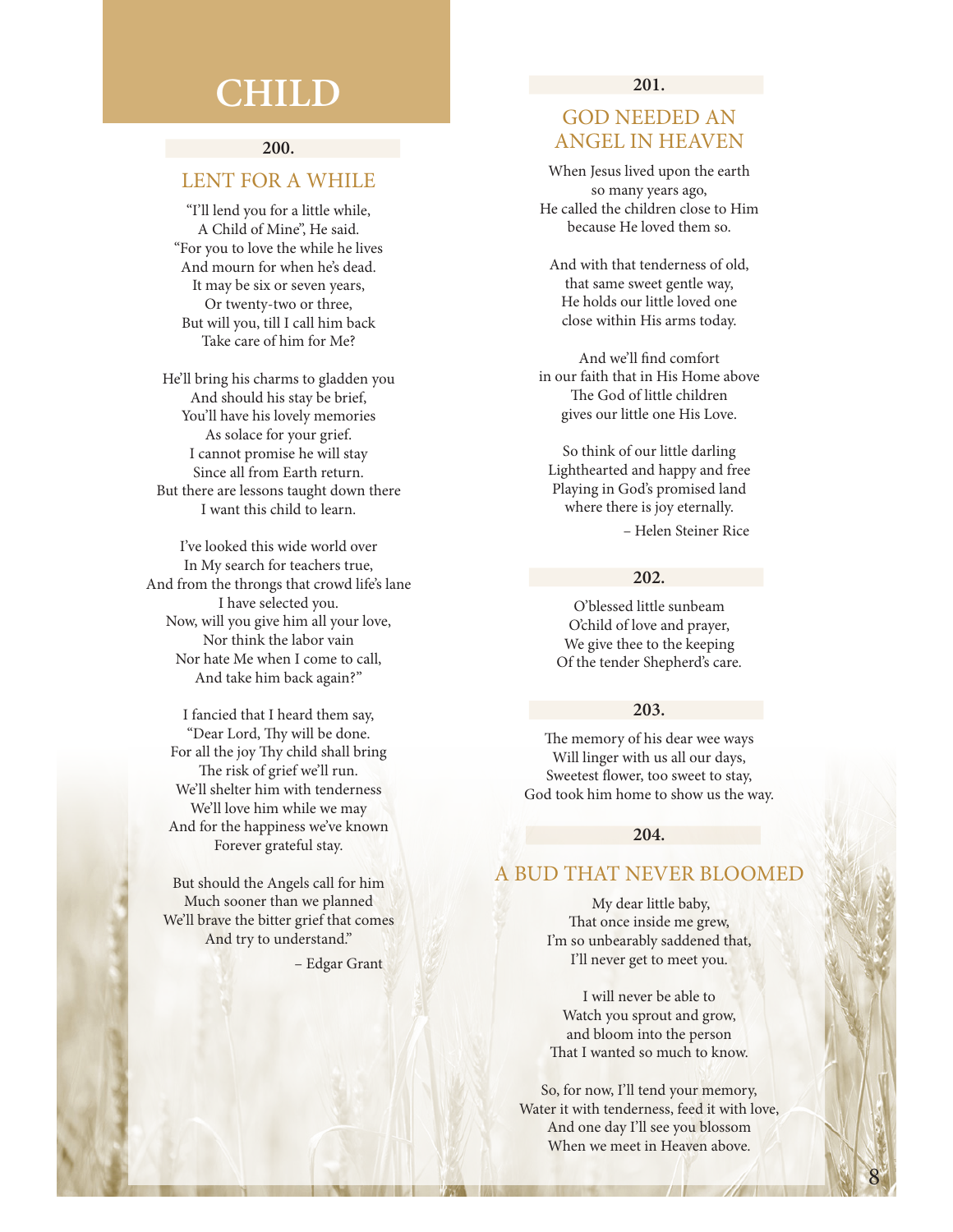# CHILD

**200.**

## LENT FOR A WHILE

"I'll lend you for a little while,
A Child of Mine", He said.
"For you to love the while he lives
And mourn for when he's dead.
It may be six or seven years,
Or twenty-two or three,
But will you, till I call him back
Take care of him for Me?

He'll bring his charms to gladden you
And should his stay be brief,
You'll have his lovely memories
As solace for your grief.
I cannot promise he will stay
Since all from Earth return.
But there are lessons taught down there
I want this child to learn.

I've looked this wide world over
In My search for teachers true,
And from the throngs that crowd life's lane
I have selected you.
Now, will you give him all your love,
Nor think the labor vain
Nor hate Me when I come to call,
And take him back again?"

I fancied that I heard them say,
"Dear Lord, Thy will be done.
For all the joy Thy child shall bring
The risk of grief we'll run.
We'll shelter him with tenderness
We'll love him while we may
And for the happiness we've known
Forever grateful stay.

But should the Angels call for him
Much sooner than we planned
We'll brave the bitter grief that comes
And try to understand."

– Edgar Grant

**201.**

## GOD NEEDED AN ANGEL IN HEAVEN

When Jesus lived upon the earth
so many years ago,
He called the children close to Him
because He loved them so.

And with that tenderness of old,
that same sweet gentle way,
He holds our little loved one
close within His arms today.

And we'll find comfort
in our faith that in His Home above
The God of little children
gives our little one His Love.

So think of our little darling
Lighthearted and happy and free
Playing in God's promised land
where there is joy eternally.

– Helen Steiner Rice

**202.**

O'blessed little sunbeam
O'child of love and prayer,
We give thee to the keeping
Of the tender Shepherd's care.

**203.**

The memory of his dear wee ways
Will linger with us all our days,
Sweetest flower, too sweet to stay,
God took him home to show us the way.

**204.**

## A BUD THAT NEVER BLOOMED

My dear little baby,
That once inside me grew,
I'm so unbearably saddened that,
I'll never get to meet you.

I will never be able to
Watch you sprout and grow,
and bloom into the person
That I wanted so much to know.

So, for now, I'll tend your memory,
Water it with tenderness, feed it with love,
And one day I'll see you blossom
When we meet in Heaven above.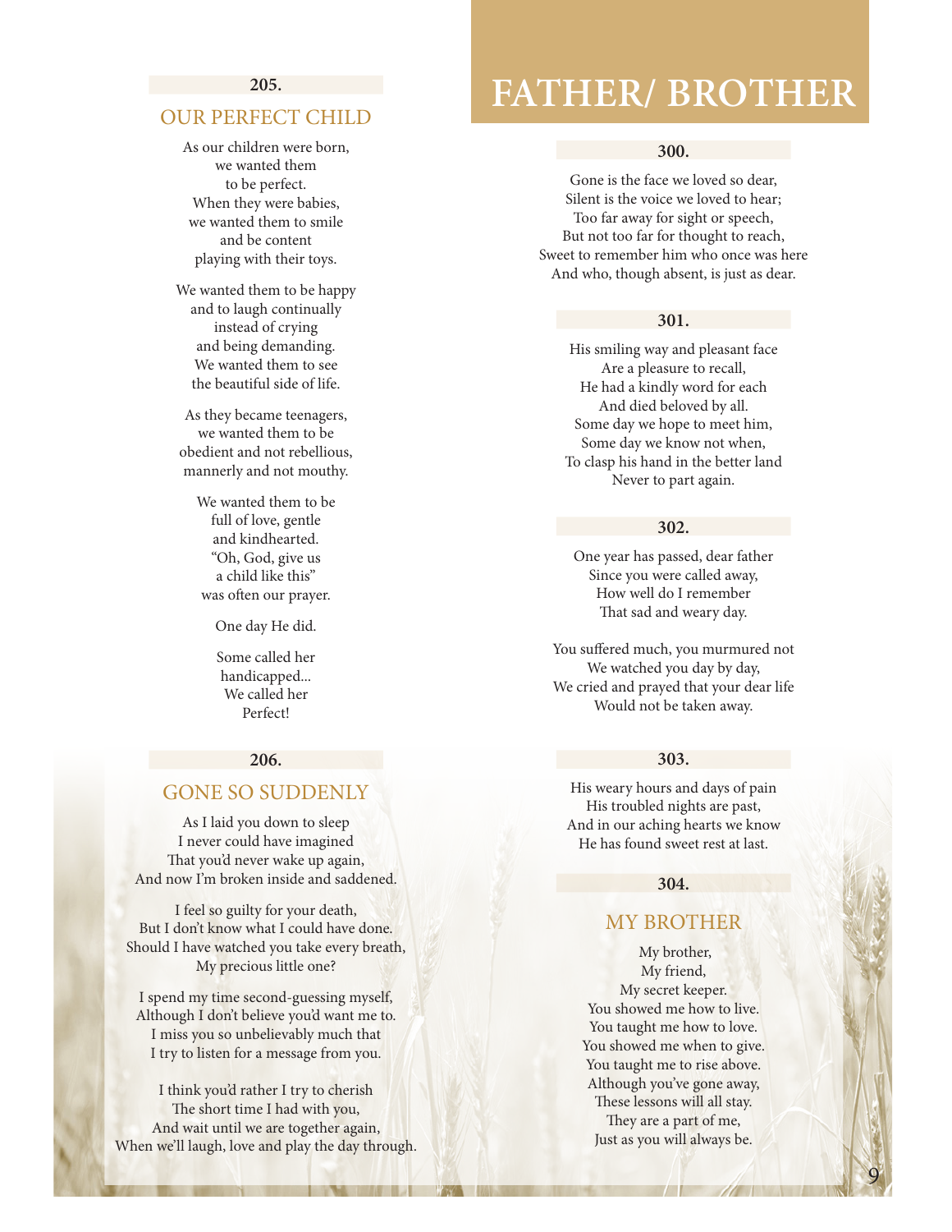**205.**

## OUR PERFECT CHILD

As our children were born,
we wanted them
to be perfect.
When they were babies,
we wanted them to smile
and be content
playing with their toys.

We wanted them to be happy
and to laugh continually
instead of crying
and being demanding.
We wanted them to see
the beautiful side of life.

As they became teenagers,
we wanted them to be
obedient and not rebellious,
mannerly and not mouthy.

We wanted them to be
full of love, gentle
and kindhearted.
"Oh, God, give us
a child like this"
was often our prayer.

One day He did.

Some called her
handicapped...
We called her
Perfect!

**206.**

## GONE SO SUDDENLY

As I laid you down to sleep
I never could have imagined
That you'd never wake up again,
And now I'm broken inside and saddened.

I feel so guilty for your death,
But I don't know what I could have done.
Should I have watched you take every breath,
My precious little one?

I spend my time second-guessing myself,
Although I don't believe you'd want me to.
I miss you so unbelievably much that
I try to listen for a message from you.

I think you'd rather I try to cherish
The short time I had with you,
And wait until we are together again,
When we'll laugh, love and play the day through.

# FATHER/ BROTHER

**300.**

Gone is the face we loved so dear,
Silent is the voice we loved to hear;
Too far away for sight or speech,
But not too far for thought to reach,
Sweet to remember him who once was here
And who, though absent, is just as dear.

**301.**

His smiling way and pleasant face
Are a pleasure to recall,
He had a kindly word for each
And died beloved by all.
Some day we hope to meet him,
Some day we know not when,
To clasp his hand in the better land
Never to part again.

**302.**

One year has passed, dear father
Since you were called away,
How well do I remember
That sad and weary day.

You suffered much, you murmured not
We watched you day by day,
We cried and prayed that your dear life
Would not be taken away.

**303.**

His weary hours and days of pain
His troubled nights are past,
And in our aching hearts we know
He has found sweet rest at last.

**304.**

## MY BROTHER

My brother,
My friend,
My secret keeper.
You showed me how to live.
You taught me how to love.
You showed me when to give.
You taught me to rise above.
Although you've gone away,
These lessons will all stay.
They are a part of me,
Just as you will always be.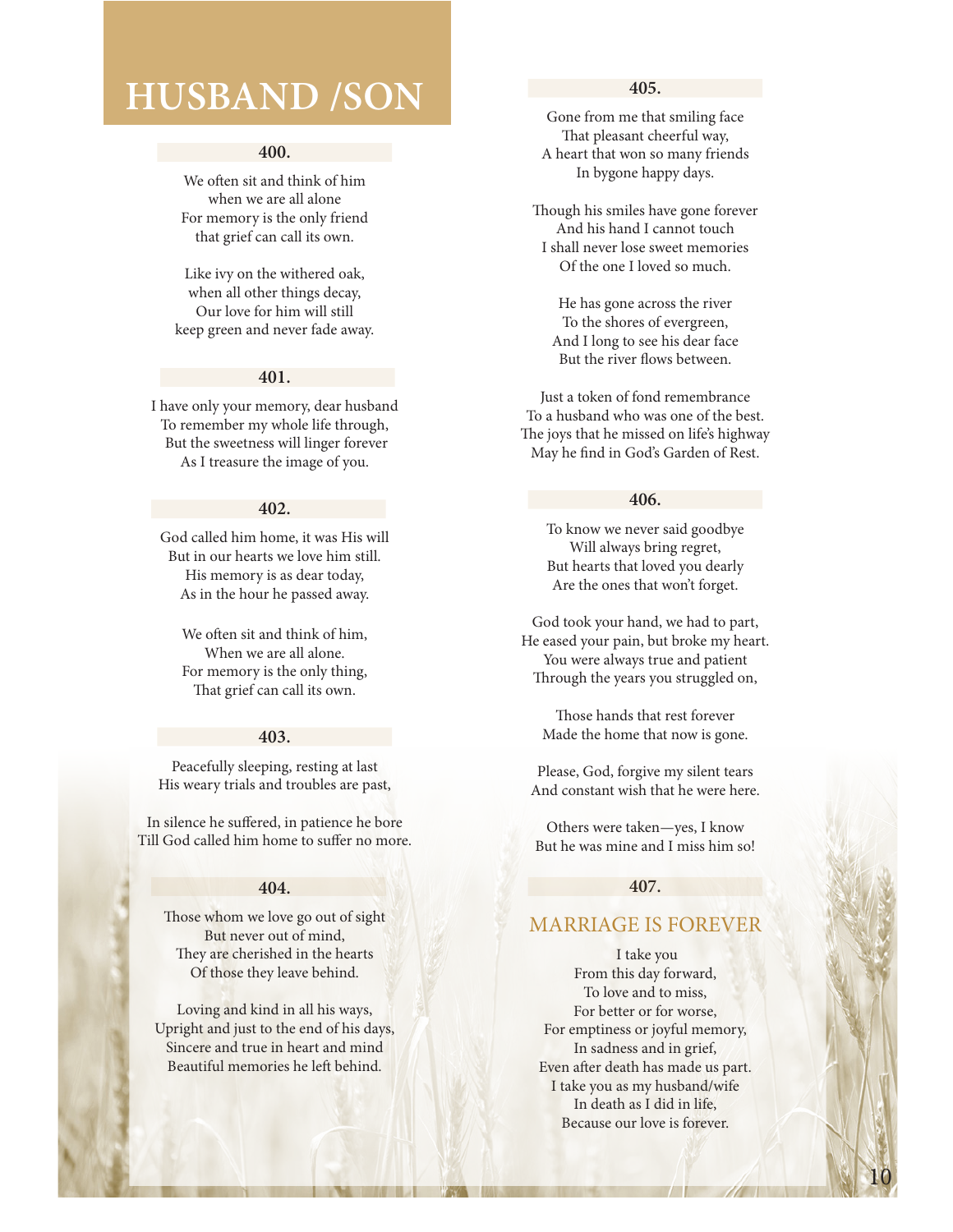# HUSBAND /SON

### 400.

We often sit and think of him
when we are all alone
For memory is the only friend
that grief can call its own.

Like ivy on the withered oak,
when all other things decay,
Our love for him will still
keep green and never fade away.

### 401.

I have only your memory, dear husband
To remember my whole life through,
But the sweetness will linger forever
As I treasure the image of you.

### 402.

God called him home, it was His will
But in our hearts we love him still.
His memory is as dear today,
As in the hour he passed away.

We often sit and think of him,
When we are all alone.
For memory is the only thing,
That grief can call its own.

### 403.

Peacefully sleeping, resting at last
His weary trials and troubles are past,

In silence he suffered, in patience he bore
Till God called him home to suffer no more.

### 404.

Those whom we love go out of sight
But never out of mind,
They are cherished in the hearts
Of those they leave behind.

Loving and kind in all his ways,
Upright and just to the end of his days,
Sincere and true in heart and mind
Beautiful memories he left behind.

### 405.

Gone from me that smiling face
That pleasant cheerful way,
A heart that won so many friends
In bygone happy days.

Though his smiles have gone forever
And his hand I cannot touch
I shall never lose sweet memories
Of the one I loved so much.

He has gone across the river
To the shores of evergreen,
And I long to see his dear face
But the river flows between.

Just a token of fond remembrance
To a husband who was one of the best.
The joys that he missed on life's highway
May he find in God's Garden of Rest.

### 406.

To know we never said goodbye
Will always bring regret,
But hearts that loved you dearly
Are the ones that won't forget.

God took your hand, we had to part,
He eased your pain, but broke my heart.
You were always true and patient
Through the years you struggled on,

Those hands that rest forever
Made the home that now is gone.

Please, God, forgive my silent tears
And constant wish that he were here.

Others were taken—yes, I know
But he was mine and I miss him so!

### 407.

## MARRIAGE IS FOREVER

I take you
From this day forward,
To love and to miss,
For better or for worse,
For emptiness or joyful memory,
In sadness and in grief,
Even after death has made us part.
I take you as my husband/wife
In death as I did in life,
Because our love is forever.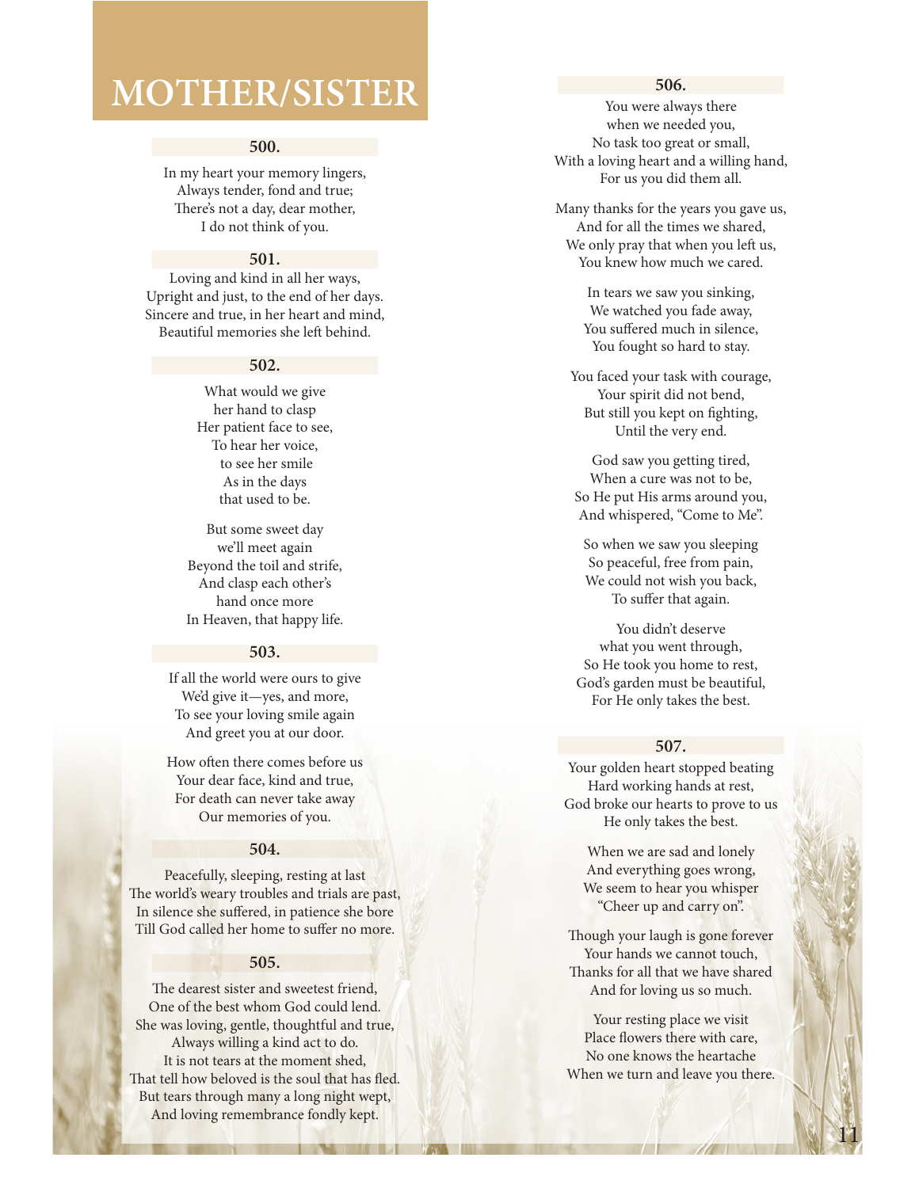# MOTHER/SISTER

### 500.

In my heart your memory lingers,
Always tender, fond and true;
There's not a day, dear mother,
I do not think of you.

### 501.

Loving and kind in all her ways,
Upright and just, to the end of her days.
Sincere and true, in her heart and mind,
Beautiful memories she left behind.

### 502.

What would we give
her hand to clasp
Her patient face to see,
To hear her voice,
to see her smile
As in the days
that used to be.

But some sweet day
we'll meet again
Beyond the toil and strife,
And clasp each other's
hand once more
In Heaven, that happy life.

### 503.

If all the world were ours to give
We'd give it—yes, and more,
To see your loving smile again
And greet you at our door.

How often there comes before us
Your dear face, kind and true,
For death can never take away
Our memories of you.

### 504.

Peacefully, sleeping, resting at last
The world's weary troubles and trials are past,
In silence she suffered, in patience she bore
Till God called her home to suffer no more.

### 505.

The dearest sister and sweetest friend,
One of the best whom God could lend.
She was loving, gentle, thoughtful and true,
Always willing a kind act to do.
It is not tears at the moment shed,
That tell how beloved is the soul that has fled.
But tears through many a long night wept,
And loving remembrance fondly kept.

### 506.

You were always there
when we needed you,
No task too great or small,
With a loving heart and a willing hand,
For us you did them all.

Many thanks for the years you gave us,
And for all the times we shared,
We only pray that when you left us,
You knew how much we cared.

In tears we saw you sinking,
We watched you fade away,
You suffered much in silence,
You fought so hard to stay.

You faced your task with courage,
Your spirit did not bend,
But still you kept on fighting,
Until the very end.

God saw you getting tired,
When a cure was not to be,
So He put His arms around you,
And whispered, "Come to Me".

So when we saw you sleeping
So peaceful, free from pain,
We could not wish you back,
To suffer that again.

You didn't deserve
what you went through,
So He took you home to rest,
God's garden must be beautiful,
For He only takes the best.

### 507.

Your golden heart stopped beating
Hard working hands at rest,
God broke our hearts to prove to us
He only takes the best.

When we are sad and lonely
And everything goes wrong,
We seem to hear you whisper
"Cheer up and carry on".

Though your laugh is gone forever
Your hands we cannot touch,
Thanks for all that we have shared
And for loving us so much.

Your resting place we visit
Place flowers there with care,
No one knows the heartache
When we turn and leave you there.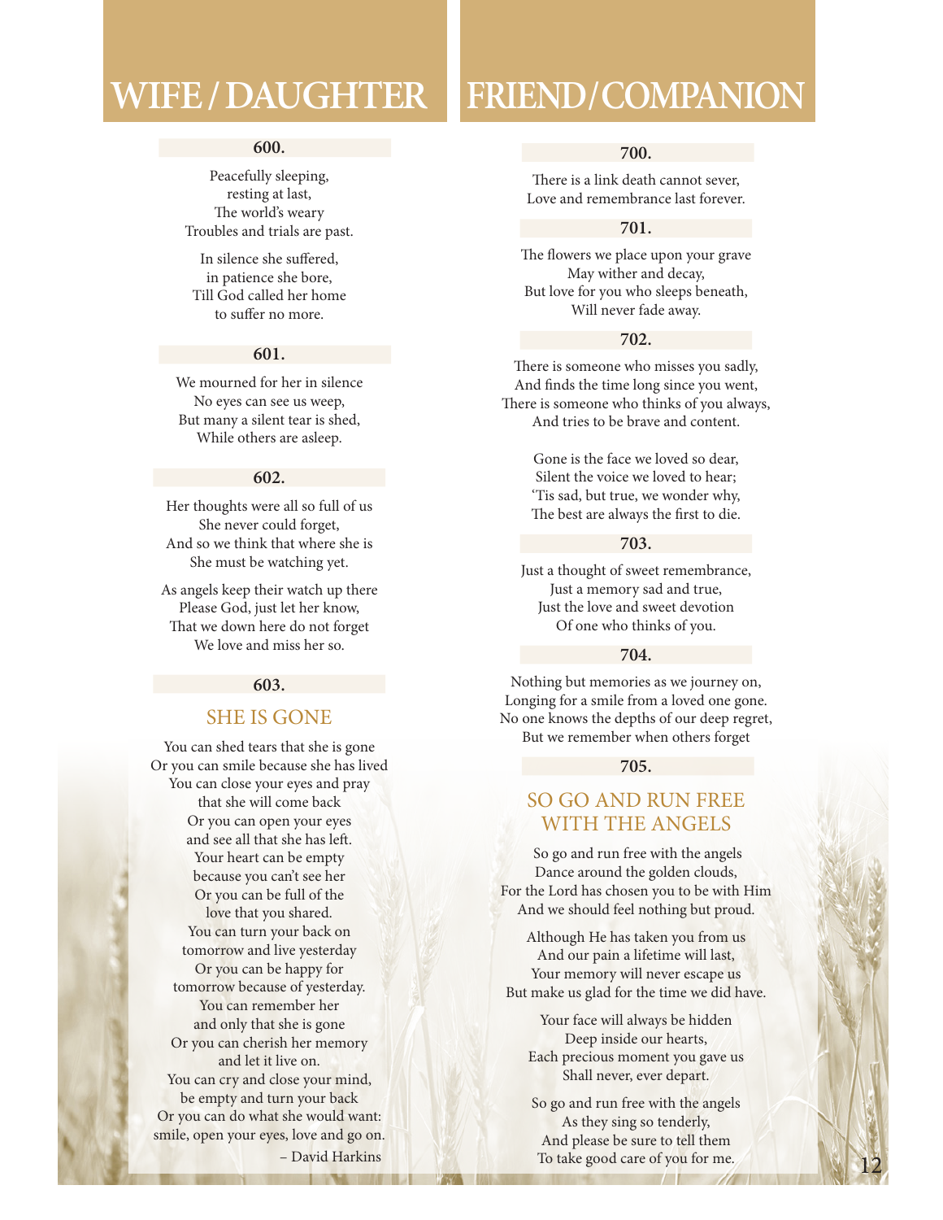# WIFE / DAUGHTER

**600.**

Peacefully sleeping,
resting at last,
The world's weary
Troubles and trials are past.

In silence she suffered,
in patience she bore,
Till God called her home
to suffer no more.

**601.**

We mourned for her in silence
No eyes can see us weep,
But many a silent tear is shed,
While others are asleep.

**602.**

Her thoughts were all so full of us
She never could forget,
And so we think that where she is
She must be watching yet.

As angels keep their watch up there
Please God, just let her know,
That we down here do not forget
We love and miss her so.

**603.**

## SHE IS GONE

You can shed tears that she is gone
Or you can smile because she has lived
You can close your eyes and pray
that she will come back
Or you can open your eyes
and see all that she has left.
Your heart can be empty
because you can't see her
Or you can be full of the
love that you shared.
You can turn your back on
tomorrow and live yesterday
Or you can be happy for
tomorrow because of yesterday.
You can remember her
and only that she is gone
Or you can cherish her memory
and let it live on.
You can cry and close your mind,
be empty and turn your back
Or you can do what she would want:
smile, open your eyes, love and go on.

– David Harkins

# FRIEND/COMPANION

**700.**

There is a link death cannot sever,
Love and remembrance last forever.

**701.**

The flowers we place upon your grave
May wither and decay,
But love for you who sleeps beneath,
Will never fade away.

**702.**

There is someone who misses you sadly,
And finds the time long since you went,
There is someone who thinks of you always,
And tries to be brave and content.

Gone is the face we loved so dear,
Silent the voice we loved to hear;
'Tis sad, but true, we wonder why,
The best are always the first to die.

**703.**

Just a thought of sweet remembrance,
Just a memory sad and true,
Just the love and sweet devotion
Of one who thinks of you.

**704.**

Nothing but memories as we journey on,
Longing for a smile from a loved one gone.
No one knows the depths of our deep regret,
But we remember when others forget

**705.**

## SO GO AND RUN FREE WITH THE ANGELS

So go and run free with the angels
Dance around the golden clouds,
For the Lord has chosen you to be with Him
And we should feel nothing but proud.

Although He has taken you from us
And our pain a lifetime will last,
Your memory will never escape us
But make us glad for the time we did have.

Your face will always be hidden
Deep inside our hearts,
Each precious moment you gave us
Shall never, ever depart.

So go and run free with the angels
As they sing so tenderly,
And please be sure to tell them
To take good care of you for me.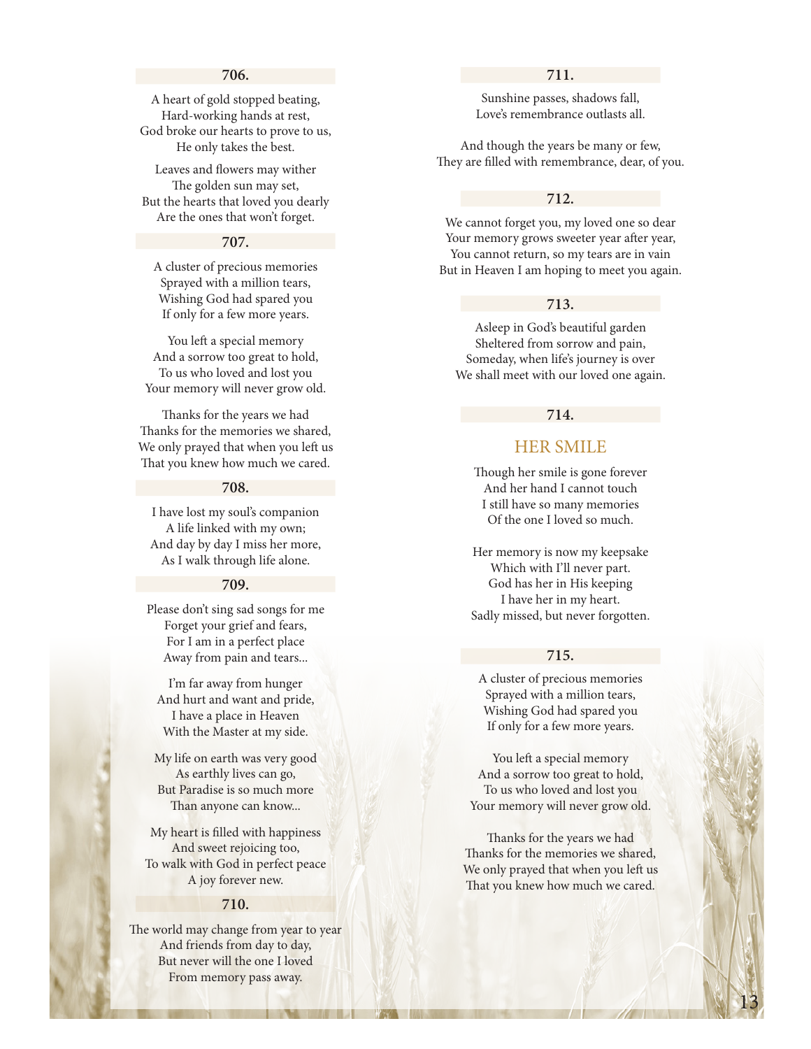### 706.

A heart of gold stopped beating,
Hard-working hands at rest,
God broke our hearts to prove to us,
He only takes the best.

Leaves and flowers may wither
The golden sun may set,
But the hearts that loved you dearly
Are the ones that won't forget.

### 707.

A cluster of precious memories
Sprayed with a million tears,
Wishing God had spared you
If only for a few more years.

You left a special memory
And a sorrow too great to hold,
To us who loved and lost you
Your memory will never grow old.

Thanks for the years we had
Thanks for the memories we shared,
We only prayed that when you left us
That you knew how much we cared.

### 708.

I have lost my soul's companion
A life linked with my own;
And day by day I miss her more,
As I walk through life alone.

### 709.

Please don't sing sad songs for me
Forget your grief and fears,
For I am in a perfect place
Away from pain and tears...

I'm far away from hunger
And hurt and want and pride,
I have a place in Heaven
With the Master at my side.

My life on earth was very good
As earthly lives can go,
But Paradise is so much more
Than anyone can know...

My heart is filled with happiness
And sweet rejoicing too,
To walk with God in perfect peace
A joy forever new.

### 710.

The world may change from year to year
And friends from day to day,
But never will the one I loved
From memory pass away.

### 711.

Sunshine passes, shadows fall,
Love's remembrance outlasts all.

And though the years be many or few,
They are filled with remembrance, dear, of you.

### 712.

We cannot forget you, my loved one so dear
Your memory grows sweeter year after year,
You cannot return, so my tears are in vain
But in Heaven I am hoping to meet you again.

### 713.

Asleep in God's beautiful garden
Sheltered from sorrow and pain,
Someday, when life's journey is over
We shall meet with our loved one again.

### 714.

## HER SMILE

Though her smile is gone forever
And her hand I cannot touch
I still have so many memories
Of the one I loved so much.

Her memory is now my keepsake
Which with I'll never part.
God has her in His keeping
I have her in my heart.
Sadly missed, but never forgotten.

### 715.

A cluster of precious memories
Sprayed with a million tears,
Wishing God had spared you
If only for a few more years.

You left a special memory
And a sorrow too great to hold,
To us who loved and lost you
Your memory will never grow old.

Thanks for the years we had
Thanks for the memories we shared,
We only prayed that when you left us
That you knew how much we cared.